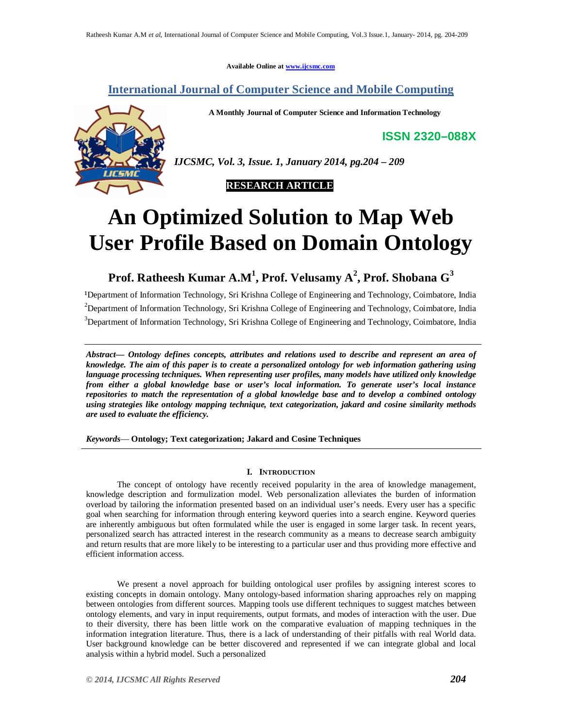Available Online at www.ijcsmc.com

**International Journal of Computer Science and Mobile Computing**

**A Monthly Journal of Computer Science and Information Technology**

**ISSN 2320–088X**

*IJCSMC, Vol. 3, Issue. 1, January 2014, pg.204 – 209*

**RESEARCH ARTICLE**

# An Optimized Solution to Map Web User Profile Based on Domain Ontology

**Prof. Ratheesh Kumar A.M[1], Prof. Velusamy A[2], Prof. Shobana G[3]**

[1]Department of Information Technology, Sri Krishna College of Engineering and Technology, Coimbatore, India
[2]Department of Information Technology, Sri Krishna College of Engineering and Technology, Coimbatore, India
[3]Department of Information Technology, Sri Krishna College of Engineering and Technology, Coimbatore, India

***Abstract— Ontology defines concepts, attributes and relations used to describe and represent an area of knowledge. The aim of this paper is to create a personalized ontology for web information gathering using language processing techniques. When representing user profiles, many models have utilized only knowledge from either a global knowledge base or user's local information. To generate user's local instance repositories to match the representation of a global knowledge base and to develop a combined ontology using strategies like ontology mapping technique, text categorization, jakard and cosine similarity methods are used to evaluate the efficiency.***

*Keywords*— **Ontology; Text categorization; Jakard and Cosine Techniques**

## I. Introduction

The concept of ontology have recently received popularity in the area of knowledge management, knowledge description and formulization model. Web personalization alleviates the burden of information overload by tailoring the information presented based on an individual user's needs. Every user has a specific goal when searching for information through entering keyword queries into a search engine. Keyword queries are inherently ambiguous but often formulated while the user is engaged in some larger task. In recent years, personalized search has attracted interest in the research community as a means to decrease search ambiguity and return results that are more likely to be interesting to a particular user and thus providing more effective and efficient information access.

We present a novel approach for building ontological user profiles by assigning interest scores to existing concepts in domain ontology. Many ontology-based information sharing approaches rely on mapping between ontologies from different sources. Mapping tools use different techniques to suggest matches between ontology elements, and vary in input requirements, output formats, and modes of interaction with the user. Due to their diversity, there has been little work on the comparative evaluation of mapping techniques in the information integration literature. Thus, there is a lack of understanding of their pitfalls with real World data. User background knowledge can be better discovered and represented if we can integrate global and local analysis within a hybrid model. Such a personalized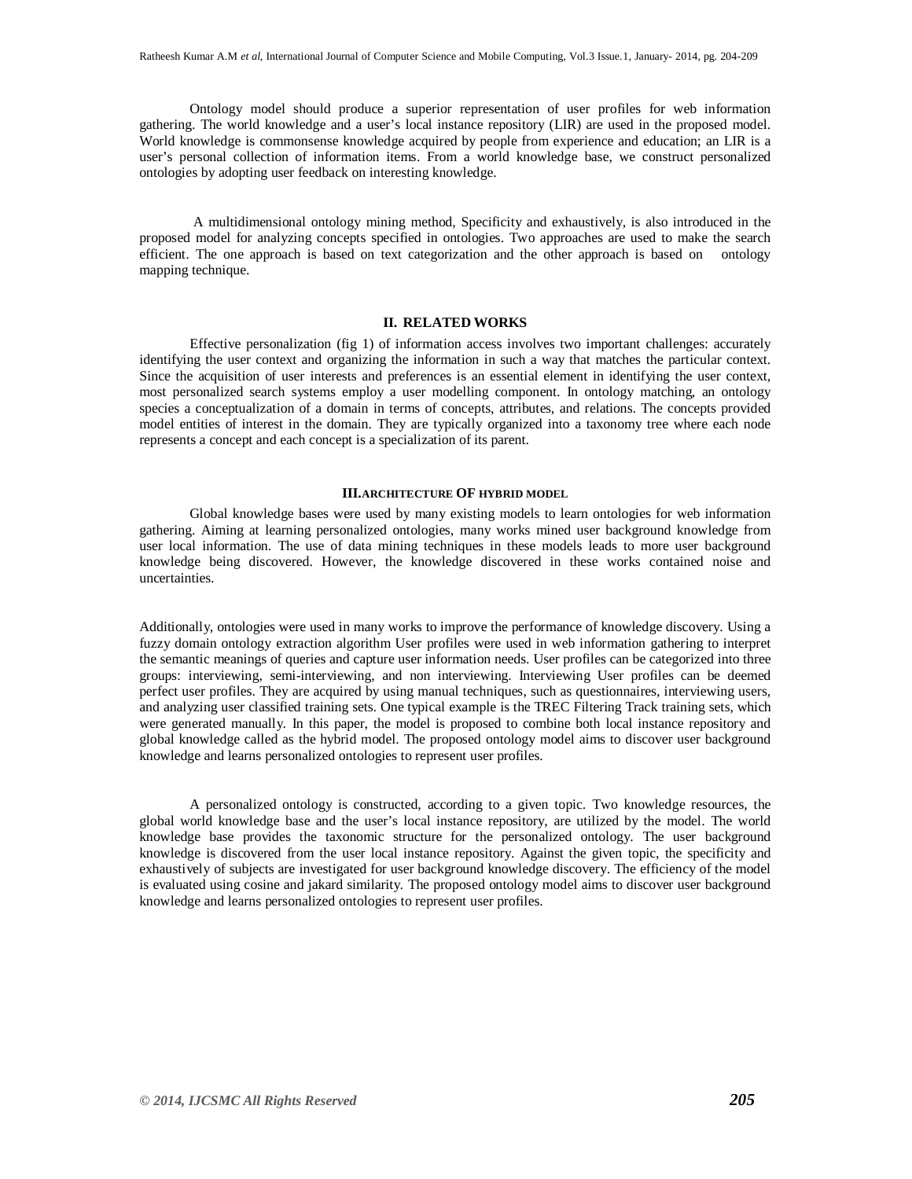Ontology model should produce a superior representation of user profiles for web information gathering. The world knowledge and a user's local instance repository (LIR) are used in the proposed model. World knowledge is commonsense knowledge acquired by people from experience and education; an LIR is a user's personal collection of information items. From a world knowledge base, we construct personalized ontologies by adopting user feedback on interesting knowledge.

A multidimensional ontology mining method, Specificity and exhaustively, is also introduced in the proposed model for analyzing concepts specified in ontologies. Two approaches are used to make the search efficient. The one approach is based on text categorization and the other approach is based on ontology mapping technique.

## II. RELATED WORKS

Effective personalization (fig 1) of information access involves two important challenges: accurately identifying the user context and organizing the information in such a way that matches the particular context. Since the acquisition of user interests and preferences is an essential element in identifying the user context, most personalized search systems employ a user modelling component. In ontology matching, an ontology species a conceptualization of a domain in terms of concepts, attributes, and relations. The concepts provided model entities of interest in the domain. They are typically organized into a taxonomy tree where each node represents a concept and each concept is a specialization of its parent.

## III. ARCHITECTURE OF HYBRID MODEL

Global knowledge bases were used by many existing models to learn ontologies for web information gathering. Aiming at learning personalized ontologies, many works mined user background knowledge from user local information. The use of data mining techniques in these models leads to more user background knowledge being discovered. However, the knowledge discovered in these works contained noise and uncertainties.

Additionally, ontologies were used in many works to improve the performance of knowledge discovery. Using a fuzzy domain ontology extraction algorithm User profiles were used in web information gathering to interpret the semantic meanings of queries and capture user information needs. User profiles can be categorized into three groups: interviewing, semi-interviewing, and non interviewing. Interviewing User profiles can be deemed perfect user profiles. They are acquired by using manual techniques, such as questionnaires, interviewing users, and analyzing user classified training sets. One typical example is the TREC Filtering Track training sets, which were generated manually. In this paper, the model is proposed to combine both local instance repository and global knowledge called as the hybrid model. The proposed ontology model aims to discover user background knowledge and learns personalized ontologies to represent user profiles.

A personalized ontology is constructed, according to a given topic. Two knowledge resources, the global world knowledge base and the user's local instance repository, are utilized by the model. The world knowledge base provides the taxonomic structure for the personalized ontology. The user background knowledge is discovered from the user local instance repository. Against the given topic, the specificity and exhaustively of subjects are investigated for user background knowledge discovery. The efficiency of the model is evaluated using cosine and jakard similarity. The proposed ontology model aims to discover user background knowledge and learns personalized ontologies to represent user profiles.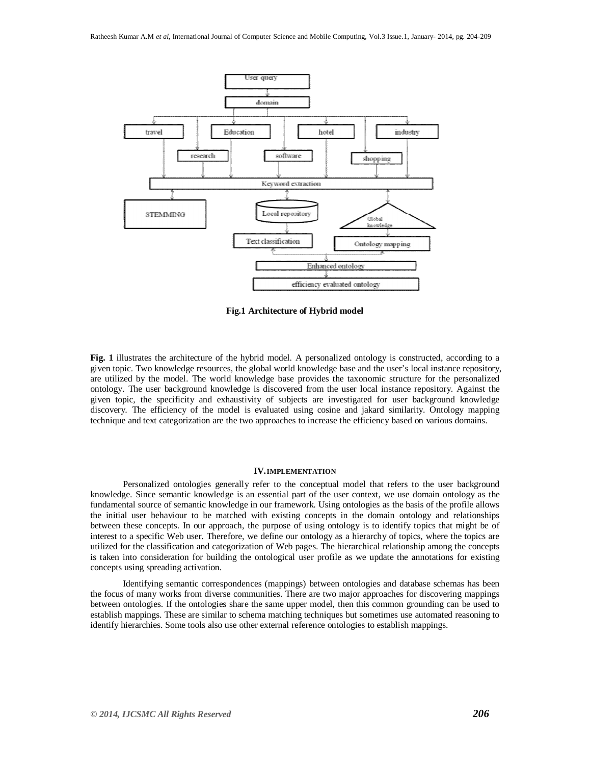**Fig.1 Architecture of Hybrid model**

**Fig. 1** illustrates the architecture of the hybrid model. A personalized ontology is constructed, according to a given topic. Two knowledge resources, the global world knowledge base and the user's local instance repository, are utilized by the model. The world knowledge base provides the taxonomic structure for the personalized ontology. The user background knowledge is discovered from the user local instance repository. Against the given topic, the specificity and exhaustivity of subjects are investigated for user background knowledge discovery. The efficiency of the model is evaluated using cosine and jakard similarity. Ontology mapping technique and text categorization are the two approaches to increase the efficiency based on various domains.

## IV. IMPLEMENTATION

Personalized ontologies generally refer to the conceptual model that refers to the user background knowledge. Since semantic knowledge is an essential part of the user context, we use domain ontology as the fundamental source of semantic knowledge in our framework. Using ontologies as the basis of the profile allows the initial user behaviour to be matched with existing concepts in the domain ontology and relationships between these concepts. In our approach, the purpose of using ontology is to identify topics that might be of interest to a specific Web user. Therefore, we define our ontology as a hierarchy of topics, where the topics are utilized for the classification and categorization of Web pages. The hierarchical relationship among the concepts is taken into consideration for building the ontological user profile as we update the annotations for existing concepts using spreading activation.

Identifying semantic correspondences (mappings) between ontologies and database schemas has been the focus of many works from diverse communities. There are two major approaches for discovering mappings between ontologies. If the ontologies share the same upper model, then this common grounding can be used to establish mappings. These are similar to schema matching techniques but sometimes use automated reasoning to identify hierarchies. Some tools also use other external reference ontologies to establish mappings.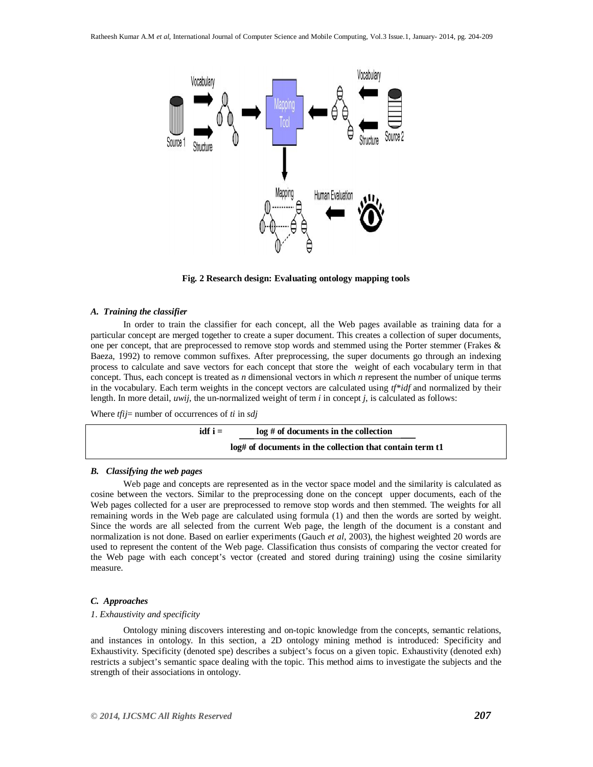Fig. 2 Research design: Evaluating ontology mapping tools

#### *A. Training the classifier*

In order to train the classifier for each concept, all the Web pages available as training data for a particular concept are merged together to create a super document. This creates a collection of super documents, one per concept, that are preprocessed to remove stop words and stemmed using the Porter stemmer (Frakes & Baeza, 1992) to remove common suffixes. After preprocessing, the super documents go through an indexing process to calculate and save vectors for each concept that store the weight of each vocabulary term in that concept. Thus, each concept is treated as *n* dimensional vectors in which *n* represent the number of unique terms in the vocabulary. Each term weights in the concept vectors are calculated using *tf\*idf* and normalized by their length. In more detail, *uwij*, the un-normalized weight of term *i* in concept *j*, is calculated as follows:

Where *tfij*= number of occurrences of *ti* in *sdj*

$$\text{idf } i = \frac{\log \text{ \# of documents in the collection}}{\log \text{\# of documents in the collection that contain term t1}}$$

#### *B. Classifying the web pages*

Web page and concepts are represented as in the vector space model and the similarity is calculated as cosine between the vectors. Similar to the preprocessing done on the concept upper documents, each of the Web pages collected for a user are preprocessed to remove stop words and then stemmed. The weights for all remaining words in the Web page are calculated using formula (1) and then the words are sorted by weight. Since the words are all selected from the current Web page, the length of the document is a constant and normalization is not done. Based on earlier experiments (Gauch *et al*, 2003), the highest weighted 20 words are used to represent the content of the Web page. Classification thus consists of comparing the vector created for the Web page with each concept's vector (created and stored during training) using the cosine similarity measure.

#### *C. Approaches*

##### *1. Exhaustivity and specificity*

Ontology mining discovers interesting and on-topic knowledge from the concepts, semantic relations, and instances in ontology. In this section, a 2D ontology mining method is introduced: Specificity and Exhaustivity. Specificity (denoted spe) describes a subject's focus on a given topic. Exhaustivity (denoted exh) restricts a subject's semantic space dealing with the topic. This method aims to investigate the subjects and the strength of their associations in ontology.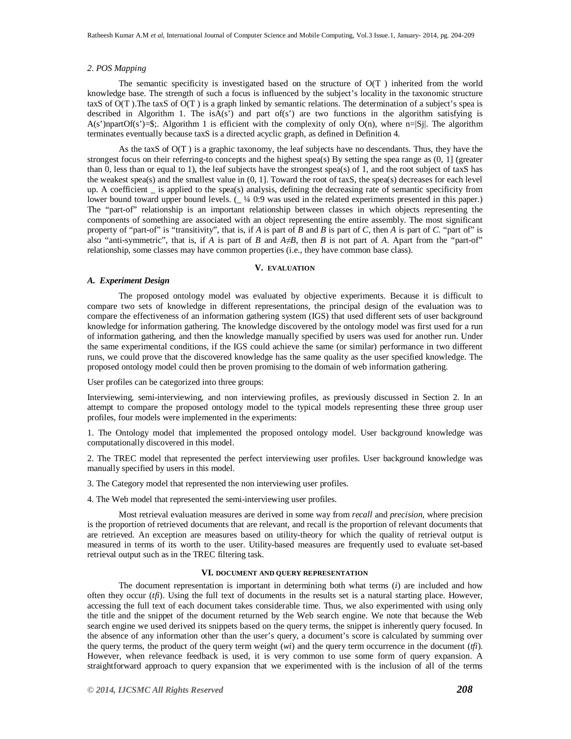*2. POS Mapping*

The semantic specificity is investigated based on the structure of O(T ) inherited from the world knowledge base. The strength of such a focus is influenced by the subject's locality in the taxonomic structure taxS of O(T ).The taxS of O(T ) is a graph linked by semantic relations. The determination of a subject's spea is described in Algorithm 1. The isA(s') and part of(s') are two functions in the algorithm satisfying is A(s')npartOf(s')=$;. Algorithm 1 is efficient with the complexity of only O(n), where n=|Sj|. The algorithm terminates eventually because taxS is a directed acyclic graph, as defined in Definition 4.

As the taxS of O(T ) is a graphic taxonomy, the leaf subjects have no descendants. Thus, they have the strongest focus on their referring-to concepts and the highest spea(s) By setting the spea range as (0, 1] (greater than 0, less than or equal to 1), the leaf subjects have the strongest spea(s) of 1, and the root subject of taxS has the weakest spea(s) and the smallest value in (0, 1]. Toward the root of taxS, the spea(s) decreases for each level up. A coefficient _ is applied to the spea(s) analysis, defining the decreasing rate of semantic specificity from lower bound toward upper bound levels. (_ ¼ 0:9 was used in the related experiments presented in this paper.) The "part-of" relationship is an important relationship between classes in which objects representing the components of something are associated with an object representing the entire assembly. The most significant property of "part-of" is "transitivity", that is, if *A* is part of *B* and *B* is part of *C*, then *A* is part of *C*. "part of" is also "anti-symmetric", that is, if *A* is part of *B* and *A*≠*B*, then *B* is not part of *A*. Apart from the "part-of" relationship, some classes may have common properties (i.e., they have common base class).

## V. EVALUATION

### A. Experiment Design

The proposed ontology model was evaluated by objective experiments. Because it is difficult to compare two sets of knowledge in different representations, the principal design of the evaluation was to compare the effectiveness of an information gathering system (IGS) that used different sets of user background knowledge for information gathering. The knowledge discovered by the ontology model was first used for a run of information gathering, and then the knowledge manually specified by users was used for another run. Under the same experimental conditions, if the IGS could achieve the same (or similar) performance in two different runs, we could prove that the discovered knowledge has the same quality as the user specified knowledge. The proposed ontology model could then be proven promising to the domain of web information gathering.

User profiles can be categorized into three groups:

Interviewing, semi-interviewing, and non interviewing profiles, as previously discussed in Section 2. In an attempt to compare the proposed ontology model to the typical models representing these three group user profiles, four models were implemented in the experiments:

1. The Ontology model that implemented the proposed ontology model. User background knowledge was computationally discovered in this model.

2. The TREC model that represented the perfect interviewing user profiles. User background knowledge was manually specified by users in this model.

3. The Category model that represented the non interviewing user profiles.

4. The Web model that represented the semi-interviewing user profiles.

Most retrieval evaluation measures are derived in some way from *recall* and *precision*, where precision is the proportion of retrieved documents that are relevant, and recall is the proportion of relevant documents that are retrieved. An exception are measures based on utility-theory for which the quality of retrieval output is measured in terms of its worth to the user. Utility-based measures are frequently used to evaluate set-based retrieval output such as in the TREC filtering task.

## VI. DOCUMENT AND QUERY REPRESENTATION

The document representation is important in determining both what terms (*i*) are included and how often they occur (*tfi*). Using the full text of documents in the results set is a natural starting place. However, accessing the full text of each document takes considerable time. Thus, we also experimented with using only the title and the snippet of the document returned by the Web search engine. We note that because the Web search engine we used derived its snippets based on the query terms, the snippet is inherently query focused. In the absence of any information other than the user's query, a document's score is calculated by summing over the query terms, the product of the query term weight (*wi*) and the query term occurrence in the document (*tfi*). However, when relevance feedback is used, it is very common to use some form of query expansion. A straightforward approach to query expansion that we experimented with is the inclusion of all of the terms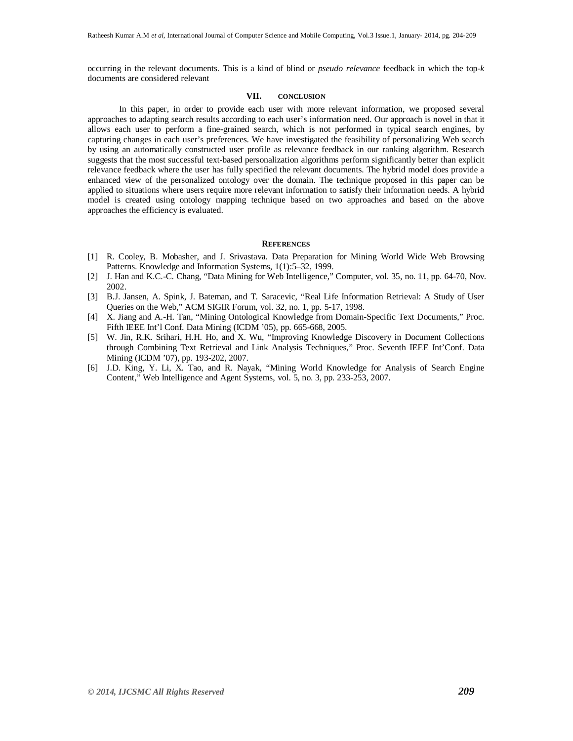occurring in the relevant documents. This is a kind of blind or *pseudo relevance* feedback in which the top-*k* documents are considered relevant

## VII. CONCLUSION

In this paper, in order to provide each user with more relevant information, we proposed several approaches to adapting search results according to each user's information need. Our approach is novel in that it allows each user to perform a fine-grained search, which is not performed in typical search engines, by capturing changes in each user's preferences. We have investigated the feasibility of personalizing Web search by using an automatically constructed user profile as relevance feedback in our ranking algorithm. Research suggests that the most successful text-based personalization algorithms perform significantly better than explicit relevance feedback where the user has fully specified the relevant documents. The hybrid model does provide a enhanced view of the personalized ontology over the domain. The technique proposed in this paper can be applied to situations where users require more relevant information to satisfy their information needs. A hybrid model is created using ontology mapping technique based on two approaches and based on the above approaches the efficiency is evaluated.

## REFERENCES

[1] R. Cooley, B. Mobasher, and J. Srivastava. Data Preparation for Mining World Wide Web Browsing Patterns. Knowledge and Information Systems, 1(1):5–32, 1999.

[2] J. Han and K.C.-C. Chang, "Data Mining for Web Intelligence," Computer, vol. 35, no. 11, pp. 64-70, Nov. 2002.

[3] B.J. Jansen, A. Spink, J. Bateman, and T. Saracevic, "Real Life Information Retrieval: A Study of User Queries on the Web," ACM SIGIR Forum, vol. 32, no. 1, pp. 5-17, 1998.

[4] X. Jiang and A.-H. Tan, "Mining Ontological Knowledge from Domain-Specific Text Documents," Proc. Fifth IEEE Int'l Conf. Data Mining (ICDM '05), pp. 665-668, 2005.

[5] W. Jin, R.K. Srihari, H.H. Ho, and X. Wu, "Improving Knowledge Discovery in Document Collections through Combining Text Retrieval and Link Analysis Techniques," Proc. Seventh IEEE Int'Conf. Data Mining (ICDM '07), pp. 193-202, 2007.

[6] J.D. King, Y. Li, X. Tao, and R. Nayak, "Mining World Knowledge for Analysis of Search Engine Content," Web Intelligence and Agent Systems, vol. 5, no. 3, pp. 233-253, 2007.